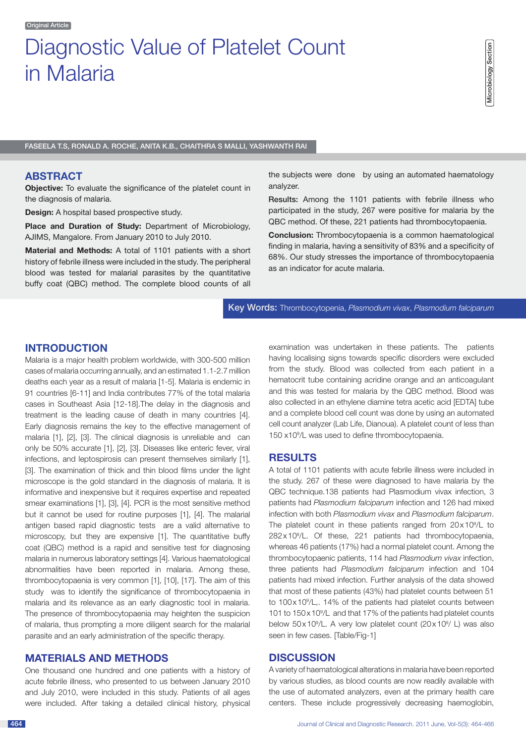Original Article

# Diagnostic Value of Platelet Count in Malaria

Microbiology Section

FASEELA T.S, RONALD A. ROCHE, ANITA K.B., CHAITHRA S MALLI, YASHWANTH RAI

## ABSTRACT

**Objective:** To evaluate the significance of the platelet count in the diagnosis of malaria.

**Design:** A hospital based prospective study.

**Place and Duration of Study:** Department of Microbiology, AJIMS, Mangalore. From January 2010 to July 2010.

**Material and Methods:** A total of 1101 patients with a short history of febrile illness were included in the study. The peripheral blood was tested for malarial parasites by the quantitative buffy coat (QBC) method. The complete blood counts of all the subjects were done by using an automated haematology analyzer.

**Results:** Among the 1101 patients with febrile illness who participated in the study, 267 were positive for malaria by the QBC method. Of these, 221 patients had thrombocytopaenia.

**Conclusion:** Thrombocytopaenia is a common haematological finding in malaria, having a sensitivity of 83% and a specificity of 68%. Our study stresses the importance of thrombocytopaenia as an indicator for acute malaria.

**Key Words:** Thrombocytopenia, *Plasmodium vivax*, *Plasmodium falciparum*

## INTRODUCTION

Malaria is a major health problem worldwide, with 300-500 million cases of malaria occurring annually, and an estimated 1.1-2.7 million deaths each year as a result of malaria [1-5]. Malaria is endemic in 91 countries [6-11] and India contributes 77% of the total malaria cases in Southeast Asia [12-18].The delay in the diagnosis and treatment is the leading cause of death in many countries [4]. Early diagnosis remains the key to the effective management of malaria [1], [2], [3]. The clinical diagnosis is unreliable and can only be 50% accurate [1], [2], [3]. Diseases like enteric fever, viral infections, and leptospirosis can present themselves similarly [1], [3]. The examination of thick and thin blood films under the light microscope is the gold standard in the diagnosis of malaria. It is informative and inexpensive but it requires expertise and repeated smear examinations [1], [3], [4]. PCR is the most sensitive method but it cannot be used for routine purposes [1], [4]. The malarial antigen based rapid diagnostic tests are a valid alternative to microscopy, but they are expensive [1]. The quantitative buffy coat (QBC) method is a rapid and sensitive test for diagnosing malaria in numerous laboratory settings [4]. Various haematological abnormalities have been reported in malaria. Among these, thrombocytopaenia is very common [1], [10], [17]. The aim of this study was to identify the significance of thrombocytopaenia in malaria and its relevance as an early diagnostic tool in malaria. The presence of thrombocytopaenia may heighten the suspicion of malaria, thus prompting a more diligent search for the malarial parasite and an early administration of the specific therapy.

## MATERIALS AND METHODS

One thousand one hundred and one patients with a history of acute febrile illness, who presented to us between January 2010 and July 2010, were included in this study. Patients of all ages were included. After taking a detailed clinical history, physical examination was undertaken in these patients. The patients having localising signs towards specific disorders were excluded from the study. Blood was collected from each patient in a hematocrit tube containing acridine orange and an anticoagulant and this was tested for malaria by the QBC method. Blood was also collected in an ethylene diamine tetra acetic acid [EDTA] tube and a complete blood cell count was done by using an automated cell count analyzer (Lab Life, Dianoua). A platelet count of less than 150 $\times 10^9$/L was used to define thrombocytopaenia.

## RESULTS

A total of 1101 patients with acute febrile illness were included in the study. 267 of these were diagnosed to have malaria by the QBC technique.138 patients had Plasmodium vivax infection, 3 patients had *Plasmodium falciparum* infection and 126 had mixed infection with both *Plasmodium vivax* and *Plasmodium falciparum*. The platelet count in these patients ranged from $20 \times 10^9$/L to $282 \times 10^9$/L. Of these, 221 patients had thrombocytopaenia, whereas 46 patients (17%) had a normal platelet count. Among the thrombocytopaenic patients, 114 had *Plasmodium vivax* infection, three patients had *Plasmodium falciparum* infection and 104 patients had mixed infection. Further analysis of the data showed that most of these patients (43%) had platelet counts between 51 to $100 \times 10^9$/L,. 14% of the patients had platelet counts between 101 to $150 \times 10^9$/L and that 17% of the patients had platelet counts below $50 \times 10^9$/L. A very low platelet count ($20 \times 10^9$/ L) was also seen in few cases. [Table/Fig-1]

## DISCUSSION

A variety of haematological alterations in malaria have been reported by various studies, as blood counts are now readily available with the use of automated analyzers, even at the primary health care centers. These include progressively decreasing haemoglobin,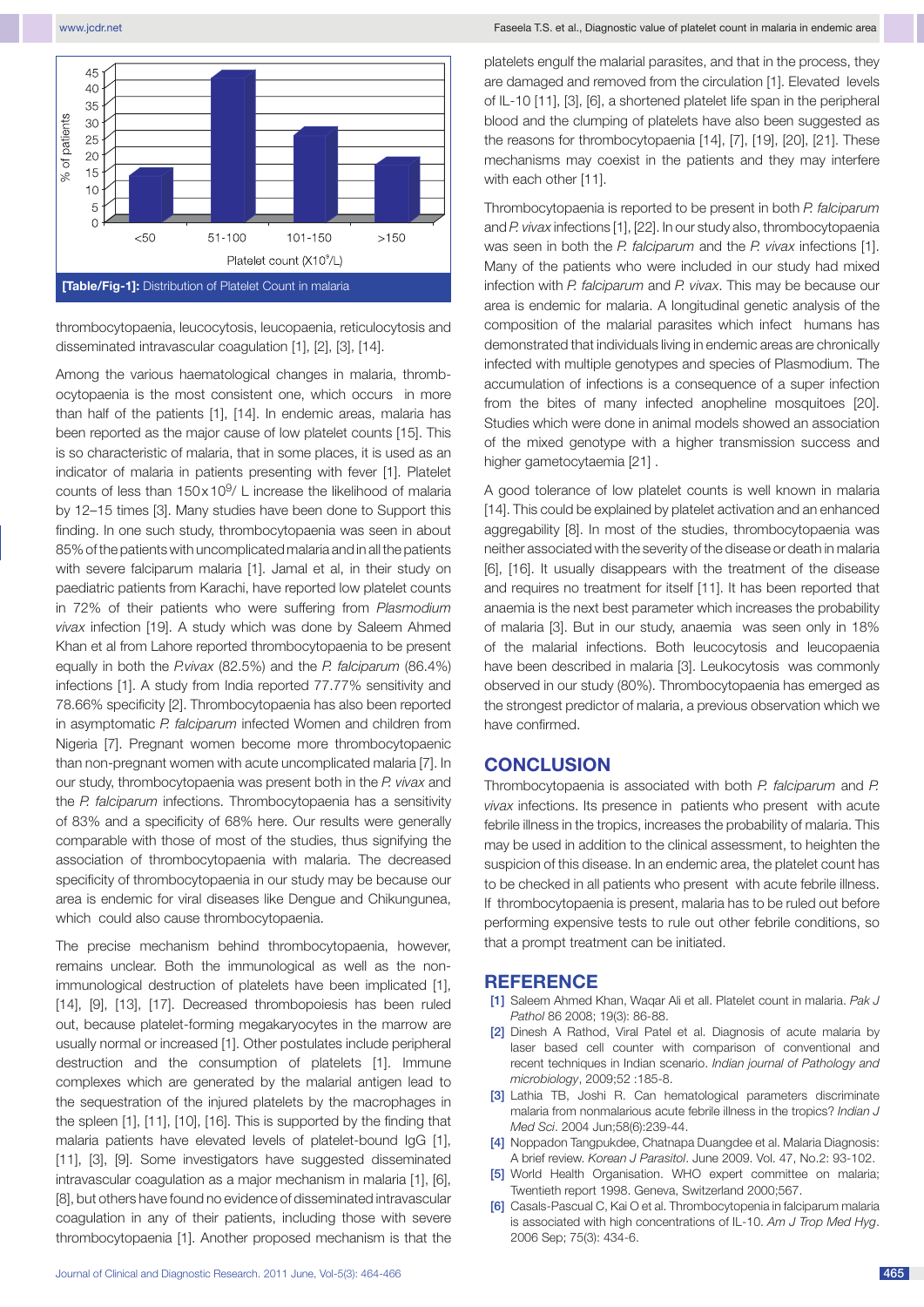[Table/Fig-1]: Distribution of Platelet Count in malaria

thrombocytopaenia, leucocytosis, leucopaenia, reticulocytosis and disseminated intravascular coagulation [1], [2], [3], [14].

Among the various haematological changes in malaria, thrombocytopaenia is the most consistent one, which occurs in more than half of the patients [1], [14]. In endemic areas, malaria has been reported as the major cause of low platelet counts [15]. This is so characteristic of malaria, that in some places, it is used as an indicator of malaria in patients presenting with fever [1]. Platelet counts of less than $150 \times 10^9$/ L increase the likelihood of malaria by 12–15 times [3]. Many studies have been done to Support this finding. In one such study, thrombocytopaenia was seen in about 85% of the patients with uncomplicated malaria and in all the patients with severe falciparum malaria [1]. Jamal et al, in their study on paediatric patients from Karachi, have reported low platelet counts in 72% of their patients who were suffering from *Plasmodium vivax* infection [19]. A study which was done by Saleem Ahmed Khan et al from Lahore reported thrombocytopaenia to be present equally in both the *P.vivax* (82.5%) and the *P. falciparum* (86.4%) infections [1]. A study from India reported 77.77% sensitivity and 78.66% specificity [2]. Thrombocytopaenia has also been reported in asymptomatic *P. falciparum* infected Women and children from Nigeria [7]. Pregnant women become more thrombocytopaenic than non-pregnant women with acute uncomplicated malaria [7]. In our study, thrombocytopaenia was present both in the *P. vivax* and the *P. falciparum* infections. Thrombocytopaenia has a sensitivity of 83% and a specificity of 68% here. Our results were generally comparable with those of most of the studies, thus signifying the association of thrombocytopaenia with malaria. The decreased specificity of thrombocytopaenia in our study may be because our area is endemic for viral diseases like Dengue and Chikungunea, which could also cause thrombocytopaenia.

The precise mechanism behind thrombocytopaenia, however, remains unclear. Both the immunological as well as the non-immunological destruction of platelets have been implicated [1], [14], [9], [13], [17]. Decreased thrombopoiesis has been ruled out, because platelet-forming megakaryocytes in the marrow are usually normal or increased [1]. Other postulates include peripheral destruction and the consumption of platelets [1]. Immune complexes which are generated by the malarial antigen lead to the sequestration of the injured platelets by the macrophages in the spleen [1], [11], [10], [16]. This is supported by the finding that malaria patients have elevated levels of platelet-bound IgG [1], [11], [3], [9]. Some investigators have suggested disseminated intravascular coagulation as a major mechanism in malaria [1], [6], [8], but others have found no evidence of disseminated intravascular coagulation in any of their patients, including those with severe thrombocytopaenia [1]. Another proposed mechanism is that the platelets engulf the malarial parasites, and that in the process, they are damaged and removed from the circulation [1]. Elevated levels of IL-10 [11], [3], [6], a shortened platelet life span in the peripheral blood and the clumping of platelets have also been suggested as the reasons for thrombocytopaenia [14], [7], [19], [20], [21]. These mechanisms may coexist in the patients and they may interfere with each other [11].

Thrombocytopaenia is reported to be present in both *P. falciparum* and *P. vivax* infections [1], [22]. In our study also, thrombocytopaenia was seen in both the *P. falciparum* and the *P. vivax* infections [1]. Many of the patients who were included in our study had mixed infection with *P. falciparum* and *P. vivax*. This may be because our area is endemic for malaria. A longitudinal genetic analysis of the composition of the malarial parasites which infect humans has demonstrated that individuals living in endemic areas are chronically infected with multiple genotypes and species of Plasmodium. The accumulation of infections is a consequence of a super infection from the bites of many infected anopheline mosquitoes [20]. Studies which were done in animal models showed an association of the mixed genotype with a higher transmission success and higher gametocytaemia [21] .

A good tolerance of low platelet counts is well known in malaria [14]. This could be explained by platelet activation and an enhanced aggregability [8]. In most of the studies, thrombocytopaenia was neither associated with the severity of the disease or death in malaria [6], [16]. It usually disappears with the treatment of the disease and requires no treatment for itself [11]. It has been reported that anaemia is the next best parameter which increases the probability of malaria [3]. But in our study, anaemia was seen only in 18% of the malarial infections. Both leucocytosis and leucopaenia have been described in malaria [3]. Leukocytosis was commonly observed in our study (80%). Thrombocytopaenia has emerged as the strongest predictor of malaria, a previous observation which we have confirmed.

## CONCLUSION

Thrombocytopaenia is associated with both *P. falciparum* and *P. vivax* infections. Its presence in patients who present with acute febrile illness in the tropics, increases the probability of malaria. This may be used in addition to the clinical assessment, to heighten the suspicion of this disease. In an endemic area, the platelet count has to be checked in all patients who present with acute febrile illness. If thrombocytopaenia is present, malaria has to be ruled out before performing expensive tests to rule out other febrile conditions, so that a prompt treatment can be initiated.

## REFERENCE

[1] Saleem Ahmed Khan, Waqar Ali et all. Platelet count in malaria. *Pak J Pathol* 86 2008; 19(3): 86-88.

[2] Dinesh A Rathod, Viral Patel et al. Diagnosis of acute malaria by laser based cell counter with comparison of conventional and recent techniques in Indian scenario. *Indian journal of Pathology and microbiology*, 2009;52 :185-8.

[3] Lathia TB, Joshi R. Can hematological parameters discriminate malaria from nonmalarious acute febrile illness in the tropics? *Indian J Med Sci*. 2004 Jun;58(6):239-44.

[4] Noppadon Tangpukdee, Chatnapa Duangdee et al. Malaria Diagnosis: A brief review. *Korean J Parasitol*. June 2009. Vol. 47, No.2: 93-102.

[5] World Health Organisation. WHO expert committee on malaria; Twentieth report 1998. Geneva, Switzerland 2000;567.

[6] Casals-Pascual C, Kai O et al. Thrombocytopenia in falciparum malaria is associated with high concentrations of IL-10. *Am J Trop Med Hyg*. 2006 Sep; 75(3): 434-6.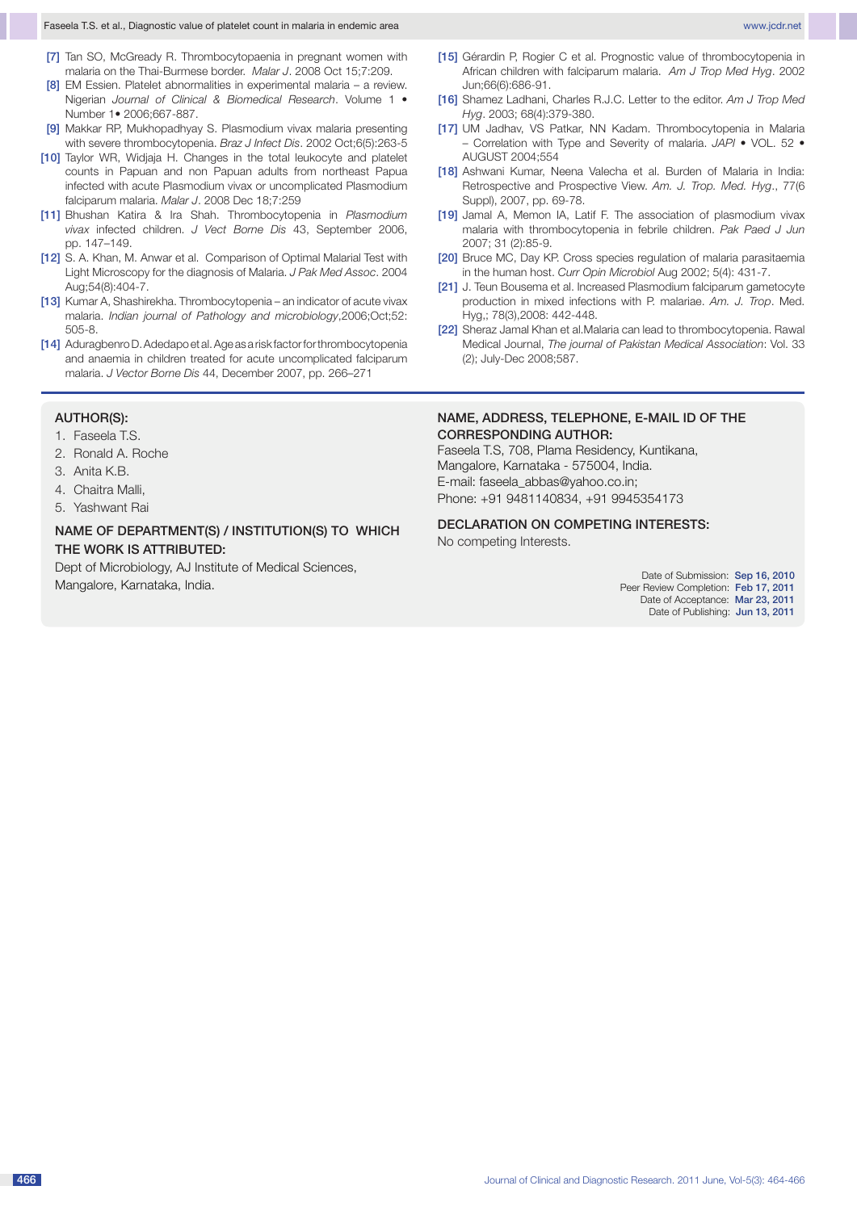[7] Tan SO, McGready R. Thrombocytopaenia in pregnant women with malaria on the Thai-Burmese border. *Malar J*. 2008 Oct 15;7:209.

[8] EM Essien. Platelet abnormalities in experimental malaria – a review. Nigerian *Journal of Clinical & Biomedical Research*. Volume 1 • Number 1• 2006;667-887.

[9] Makkar RP, Mukhopadhyay S. Plasmodium vivax malaria presenting with severe thrombocytopenia. *Braz J Infect Dis*. 2002 Oct;6(5):263-5

[10] Taylor WR, Widjaja H. Changes in the total leukocyte and platelet counts in Papuan and non Papuan adults from northeast Papua infected with acute Plasmodium vivax or uncomplicated Plasmodium falciparum malaria. *Malar J*. 2008 Dec 18;7:259

[11] Bhushan Katira & Ira Shah. Thrombocytopenia in *Plasmodium vivax* infected children. *J Vect Borne Dis* 43, September 2006, pp. 147–149.

[12] S. A. Khan, M. Anwar et al. Comparison of Optimal Malarial Test with Light Microscopy for the diagnosis of Malaria. *J Pak Med Assoc*. 2004 Aug;54(8):404-7.

[13] Kumar A, Shashirekha. Thrombocytopenia – an indicator of acute vivax malaria. *Indian journal of Pathology and microbiology*,2006;Oct;52: 505-8.

[14] Aduragbenro D. Adedapo et al. Age as a risk factor for thrombocytopenia and anaemia in children treated for acute uncomplicated falciparum malaria. *J Vector Borne Dis* 44, December 2007, pp. 266–271

[15] Gérardin P, Rogier C et al. Prognostic value of thrombocytopenia in African children with falciparum malaria. *Am J Trop Med Hyg*. 2002 Jun;66(6):686-91.

[16] Shamez Ladhani, Charles R.J.C. Letter to the editor. *Am J Trop Med Hyg*. 2003; 68(4):379-380.

[17] UM Jadhav, VS Patkar, NN Kadam. Thrombocytopenia in Malaria – Correlation with Type and Severity of malaria. *JAPI* • VOL. 52 • AUGUST 2004;554

[18] Ashwani Kumar, Neena Valecha et al. Burden of Malaria in India: Retrospective and Prospective View. *Am. J. Trop. Med. Hyg*., 77(6 Suppl), 2007, pp. 69-78.

[19] Jamal A, Memon IA, Latif F. The association of plasmodium vivax malaria with thrombocytopenia in febrile children. *Pak Paed J Jun* 2007; 31 (2):85-9.

[20] Bruce MC, Day KP. Cross species regulation of malaria parasitaemia in the human host. *Curr Opin Microbiol* Aug 2002; 5(4): 431-7.

[21] J. Teun Bousema et al. Increased Plasmodium falciparum gametocyte production in mixed infections with P. malariae. *Am. J. Trop*. Med. Hyg,; 78(3),2008: 442-448.

[22] Sheraz Jamal Khan et al.Malaria can lead to thrombocytopenia. Rawal Medical Journal, *The journal of Pakistan Medical Association*: Vol. 33 (2); July-Dec 2008;587.

**AUTHOR(S):**

1. Faseela T.S.
2. Ronald A. Roche
3. Anita K.B.
4. Chaitra Malli,
5. Yashwant Rai

**NAME OF DEPARTMENT(S) / INSTITUTION(S) TO WHICH THE WORK IS ATTRIBUTED:**

Dept of Microbiology, AJ Institute of Medical Sciences, Mangalore, Karnataka, India.

**NAME, ADDRESS, TELEPHONE, E-MAIL ID OF THE CORRESPONDING AUTHOR:**

Faseela T.S, 708, Plama Residency, Kuntikana, Mangalore, Karnataka - 575004, India.
E-mail: faseela_abbas@yahoo.co.in;
Phone: +91 9481140834, +91 9945354173

**DECLARATION ON COMPETING INTERESTS:**

No competing Interests.

Date of Submission: Sep 16, 2010
Peer Review Completion: Feb 17, 2011
Date of Acceptance: Mar 23, 2011
Date of Publishing: Jun 13, 2011